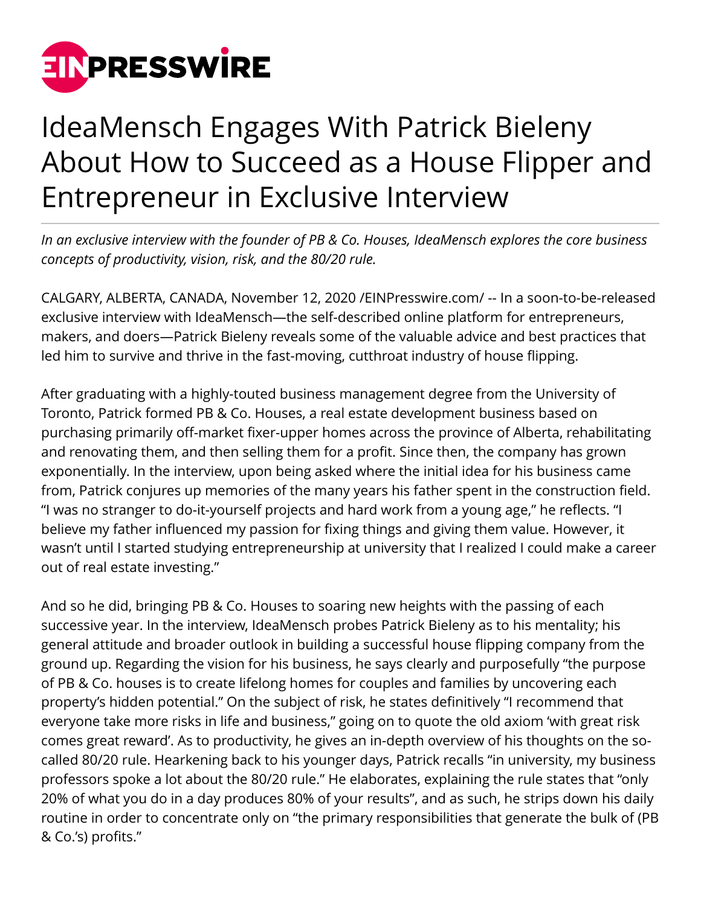# IdeaMensch Engages With Patrick Bieleny About How to Succeed as a House Flipper and Entrepreneur in Exclusive Interview

*In an exclusive interview with the founder of PB & Co. Houses, IdeaMensch explores the core business concepts of productivity, vision, risk, and the 80/20 rule.*

CALGARY, ALBERTA, CANADA, November 12, 2020 /EINPresswire.com/ -- In a soon-to-be-released exclusive interview with IdeaMensch—the self-described online platform for entrepreneurs, makers, and doers—Patrick Bieleny reveals some of the valuable advice and best practices that led him to survive and thrive in the fast-moving, cutthroat industry of house flipping.

After graduating with a highly-touted business management degree from the University of Toronto, Patrick formed PB & Co. Houses, a real estate development business based on purchasing primarily off-market fixer-upper homes across the province of Alberta, rehabilitating and renovating them, and then selling them for a profit. Since then, the company has grown exponentially. In the interview, upon being asked where the initial idea for his business came from, Patrick conjures up memories of the many years his father spent in the construction field. "I was no stranger to do-it-yourself projects and hard work from a young age," he reflects. "I believe my father influenced my passion for fixing things and giving them value. However, it wasn't until I started studying entrepreneurship at university that I realized I could make a career out of real estate investing."

And so he did, bringing PB & Co. Houses to soaring new heights with the passing of each successive year. In the interview, IdeaMensch probes Patrick Bieleny as to his mentality; his general attitude and broader outlook in building a successful house flipping company from the ground up. Regarding the vision for his business, he says clearly and purposefully "the purpose of PB & Co. houses is to create lifelong homes for couples and families by uncovering each property's hidden potential." On the subject of risk, he states definitively "I recommend that everyone take more risks in life and business," going on to quote the old axiom 'with great risk comes great reward'. As to productivity, he gives an in-depth overview of his thoughts on the so-called 80/20 rule. Hearkening back to his younger days, Patrick recalls "in university, my business professors spoke a lot about the 80/20 rule." He elaborates, explaining the rule states that "only 20% of what you do in a day produces 80% of your results", and as such, he strips down his daily routine in order to concentrate only on "the primary responsibilities that generate the bulk of (PB & Co.'s) profits."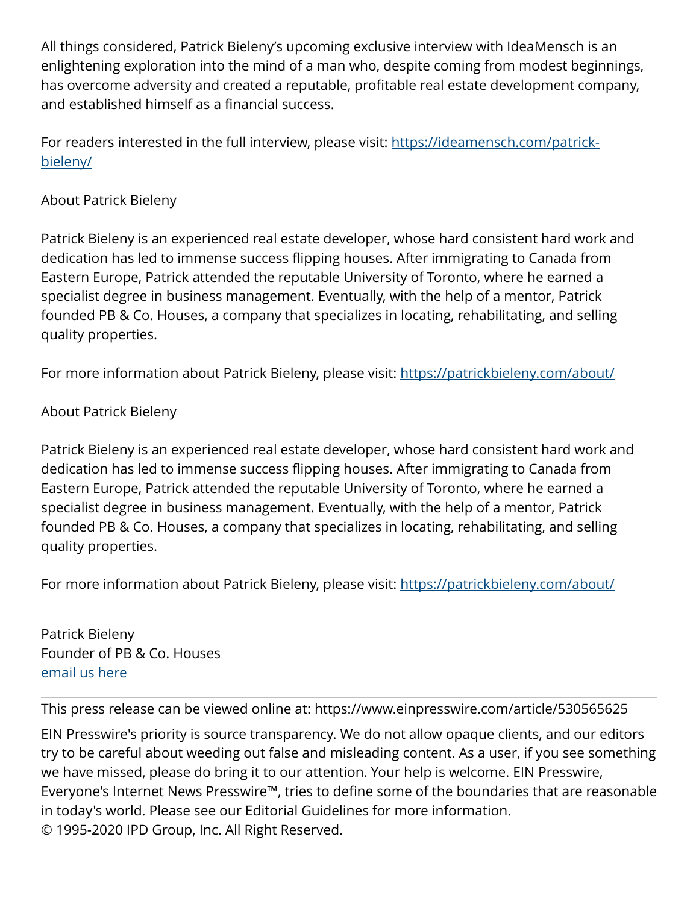All things considered, Patrick Bieleny's upcoming exclusive interview with IdeaMensch is an enlightening exploration into the mind of a man who, despite coming from modest beginnings, has overcome adversity and created a reputable, profitable real estate development company, and established himself as a financial success.

For readers interested in the full interview, please visit: [https://ideamensch.com/patrick-bieleny/](https://ideamensch.com/patrick-bieleny/)

About Patrick Bieleny

Patrick Bieleny is an experienced real estate developer, whose hard consistent hard work and dedication has led to immense success flipping houses. After immigrating to Canada from Eastern Europe, Patrick attended the reputable University of Toronto, where he earned a specialist degree in business management. Eventually, with the help of a mentor, Patrick founded PB & Co. Houses, a company that specializes in locating, rehabilitating, and selling quality properties.

For more information about Patrick Bieleny, please visit: [https://patrickbieleny.com/about/](https://patrickbieleny.com/about/)

About Patrick Bieleny

Patrick Bieleny is an experienced real estate developer, whose hard consistent hard work and dedication has led to immense success flipping houses. After immigrating to Canada from Eastern Europe, Patrick attended the reputable University of Toronto, where he earned a specialist degree in business management. Eventually, with the help of a mentor, Patrick founded PB & Co. Houses, a company that specializes in locating, rehabilitating, and selling quality properties.

For more information about Patrick Bieleny, please visit: [https://patrickbieleny.com/about/](https://patrickbieleny.com/about/)

Patrick Bieleny
Founder of PB & Co. Houses
email us here

---

This press release can be viewed online at: https://www.einpresswire.com/article/530565625

EIN Presswire's priority is source transparency. We do not allow opaque clients, and our editors try to be careful about weeding out false and misleading content. As a user, if you see something we have missed, please do bring it to our attention. Your help is welcome. EIN Presswire, Everyone's Internet News Presswire™, tries to define some of the boundaries that are reasonable in today's world. Please see our Editorial Guidelines for more information.
© 1995-2020 IPD Group, Inc. All Right Reserved.